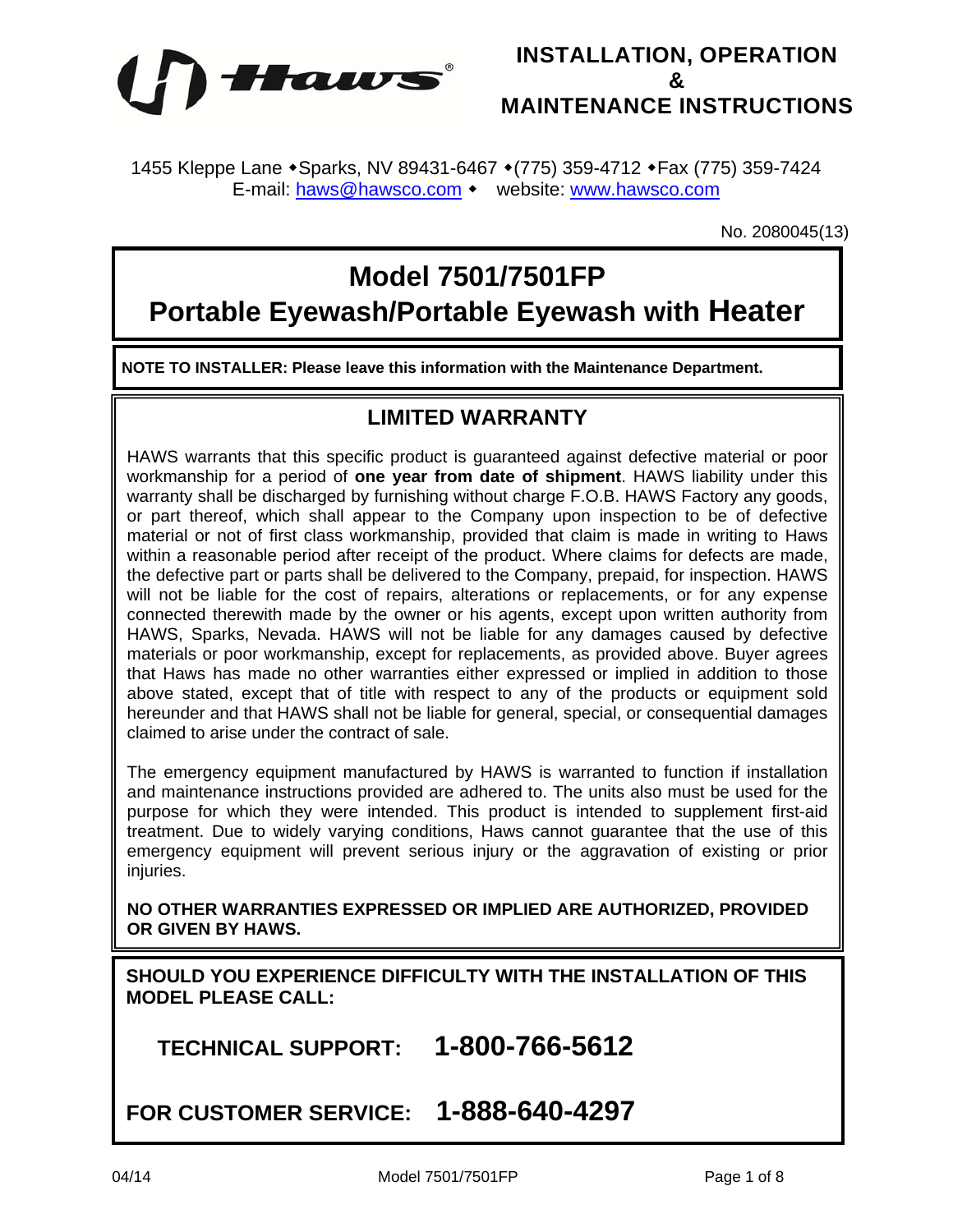# INSTALLATION, OPERATION & MAINTENANCE INSTRUCTIONS

1455 Kleppe Lane ◆Sparks, NV 89431-6467 ◆(775) 359-4712 ◆Fax (775) 359-7424
E-mail: haws@hawsco.com ◆ website: www.hawsco.com

No. 2080045(13)

# Model 7501/7501FP
# Portable Eyewash/Portable Eyewash with Heater

**NOTE TO INSTALLER: Please leave this information with the Maintenance Department.**

## LIMITED WARRANTY

HAWS warrants that this specific product is guaranteed against defective material or poor workmanship for a period of **one year from date of shipment**. HAWS liability under this warranty shall be discharged by furnishing without charge F.O.B. HAWS Factory any goods, or part thereof, which shall appear to the Company upon inspection to be of defective material or not of first class workmanship, provided that claim is made in writing to Haws within a reasonable period after receipt of the product. Where claims for defects are made, the defective part or parts shall be delivered to the Company, prepaid, for inspection. HAWS will not be liable for the cost of repairs, alterations or replacements, or for any expense connected therewith made by the owner or his agents, except upon written authority from HAWS, Sparks, Nevada. HAWS will not be liable for any damages caused by defective materials or poor workmanship, except for replacements, as provided above. Buyer agrees that Haws has made no other warranties either expressed or implied in addition to those above stated, except that of title with respect to any of the products or equipment sold hereunder and that HAWS shall not be liable for general, special, or consequential damages claimed to arise under the contract of sale.

The emergency equipment manufactured by HAWS is warranted to function if installation and maintenance instructions provided are adhered to. The units also must be used for the purpose for which they were intended. This product is intended to supplement first-aid treatment. Due to widely varying conditions, Haws cannot guarantee that the use of this emergency equipment will prevent serious injury or the aggravation of existing or prior injuries.

**NO OTHER WARRANTIES EXPRESSED OR IMPLIED ARE AUTHORIZED, PROVIDED OR GIVEN BY HAWS.**

**SHOULD YOU EXPERIENCE DIFFICULTY WITH THE INSTALLATION OF THIS MODEL PLEASE CALL:**

**TECHNICAL SUPPORT: 1-800-766-5612**

**FOR CUSTOMER SERVICE: 1-888-640-4297**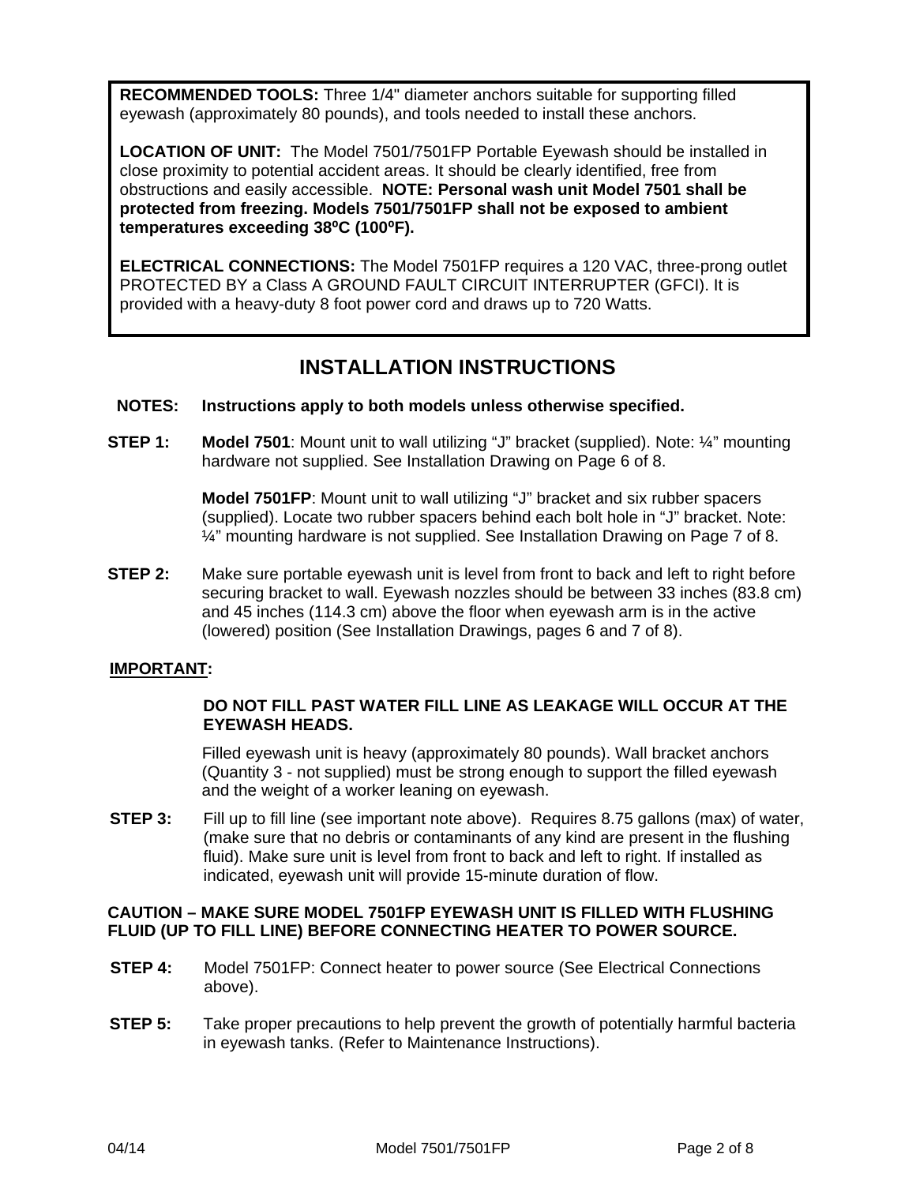**RECOMMENDED TOOLS:** Three 1/4" diameter anchors suitable for supporting filled eyewash (approximately 80 pounds), and tools needed to install these anchors.

**LOCATION OF UNIT:** The Model 7501/7501FP Portable Eyewash should be installed in close proximity to potential accident areas. It should be clearly identified, free from obstructions and easily accessible. **NOTE: Personal wash unit Model 7501 shall be protected from freezing. Models 7501/7501FP shall not be exposed to ambient temperatures exceeding 38ºC (100ºF).**

**ELECTRICAL CONNECTIONS:** The Model 7501FP requires a 120 VAC, three-prong outlet PROTECTED BY a Class A GROUND FAULT CIRCUIT INTERRUPTER (GFCI). It is provided with a heavy-duty 8 foot power cord and draws up to 720 Watts.

# INSTALLATION INSTRUCTIONS

**NOTES:** **Instructions apply to both models unless otherwise specified.**

**STEP 1:** **Model 7501**: Mount unit to wall utilizing "J" bracket (supplied). Note: ¼" mounting hardware not supplied. See Installation Drawing on Page 6 of 8.

**Model 7501FP**: Mount unit to wall utilizing "J" bracket and six rubber spacers (supplied). Locate two rubber spacers behind each bolt hole in "J" bracket. Note: ¼" mounting hardware is not supplied. See Installation Drawing on Page 7 of 8.

**STEP 2:** Make sure portable eyewash unit is level from front to back and left to right before securing bracket to wall. Eyewash nozzles should be between 33 inches (83.8 cm) and 45 inches (114.3 cm) above the floor when eyewash arm is in the active (lowered) position (See Installation Drawings, pages 6 and 7 of 8).

**IMPORTANT:**

**DO NOT FILL PAST WATER FILL LINE AS LEAKAGE WILL OCCUR AT THE EYEWASH HEADS.**

Filled eyewash unit is heavy (approximately 80 pounds). Wall bracket anchors (Quantity 3 - not supplied) must be strong enough to support the filled eyewash and the weight of a worker leaning on eyewash.

**STEP 3:** Fill up to fill line (see important note above). Requires 8.75 gallons (max) of water, (make sure that no debris or contaminants of any kind are present in the flushing fluid). Make sure unit is level from front to back and left to right. If installed as indicated, eyewash unit will provide 15-minute duration of flow.

**CAUTION – MAKE SURE MODEL 7501FP EYEWASH UNIT IS FILLED WITH FLUSHING FLUID (UP TO FILL LINE) BEFORE CONNECTING HEATER TO POWER SOURCE.**

**STEP 4:** Model 7501FP: Connect heater to power source (See Electrical Connections above).

**STEP 5:** Take proper precautions to help prevent the growth of potentially harmful bacteria in eyewash tanks. (Refer to Maintenance Instructions).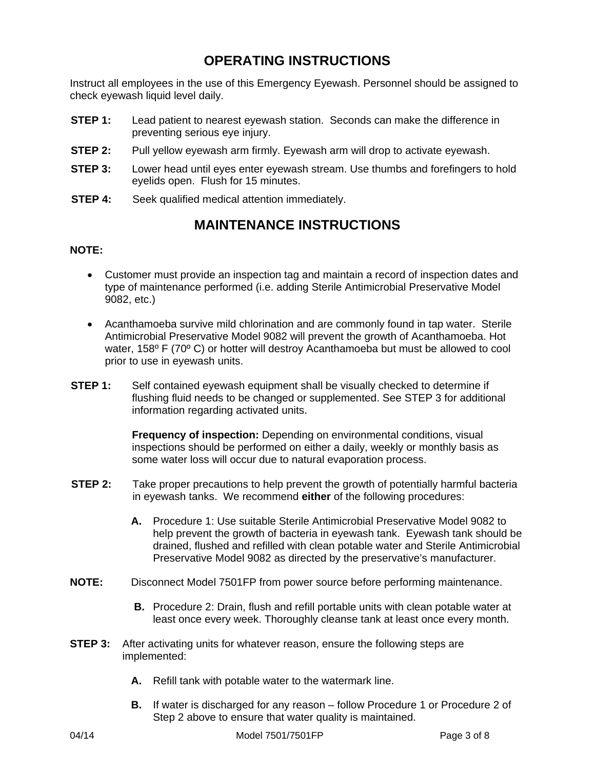## OPERATING INSTRUCTIONS

Instruct all employees in the use of this Emergency Eyewash. Personnel should be assigned to check eyewash liquid level daily.

**STEP 1:** Lead patient to nearest eyewash station. Seconds can make the difference in preventing serious eye injury.

**STEP 2:** Pull yellow eyewash arm firmly. Eyewash arm will drop to activate eyewash.

**STEP 3:** Lower head until eyes enter eyewash stream. Use thumbs and forefingers to hold eyelids open. Flush for 15 minutes.

**STEP 4:** Seek qualified medical attention immediately.

## MAINTENANCE INSTRUCTIONS

**NOTE:**

- Customer must provide an inspection tag and maintain a record of inspection dates and type of maintenance performed (i.e. adding Sterile Antimicrobial Preservative Model 9082, etc.)
- Acanthamoeba survive mild chlorination and are commonly found in tap water. Sterile Antimicrobial Preservative Model 9082 will prevent the growth of Acanthamoeba. Hot water, 158º F (70º C) or hotter will destroy Acanthamoeba but must be allowed to cool prior to use in eyewash units.

**STEP 1:** Self contained eyewash equipment shall be visually checked to determine if flushing fluid needs to be changed or supplemented. See STEP 3 for additional information regarding activated units.

**Frequency of inspection:** Depending on environmental conditions, visual inspections should be performed on either a daily, weekly or monthly basis as some water loss will occur due to natural evaporation process.

**STEP 2:** Take proper precautions to help prevent the growth of potentially harmful bacteria in eyewash tanks. We recommend **either** of the following procedures:

**A.** Procedure 1: Use suitable Sterile Antimicrobial Preservative Model 9082 to help prevent the growth of bacteria in eyewash tank. Eyewash tank should be drained, flushed and refilled with clean potable water and Sterile Antimicrobial Preservative Model 9082 as directed by the preservative's manufacturer.

**NOTE:** Disconnect Model 7501FP from power source before performing maintenance.

**B.** Procedure 2: Drain, flush and refill portable units with clean potable water at least once every week. Thoroughly cleanse tank at least once every month.

**STEP 3:** After activating units for whatever reason, ensure the following steps are implemented:

**A.** Refill tank with potable water to the watermark line.

**B.** If water is discharged for any reason – follow Procedure 1 or Procedure 2 of Step 2 above to ensure that water quality is maintained.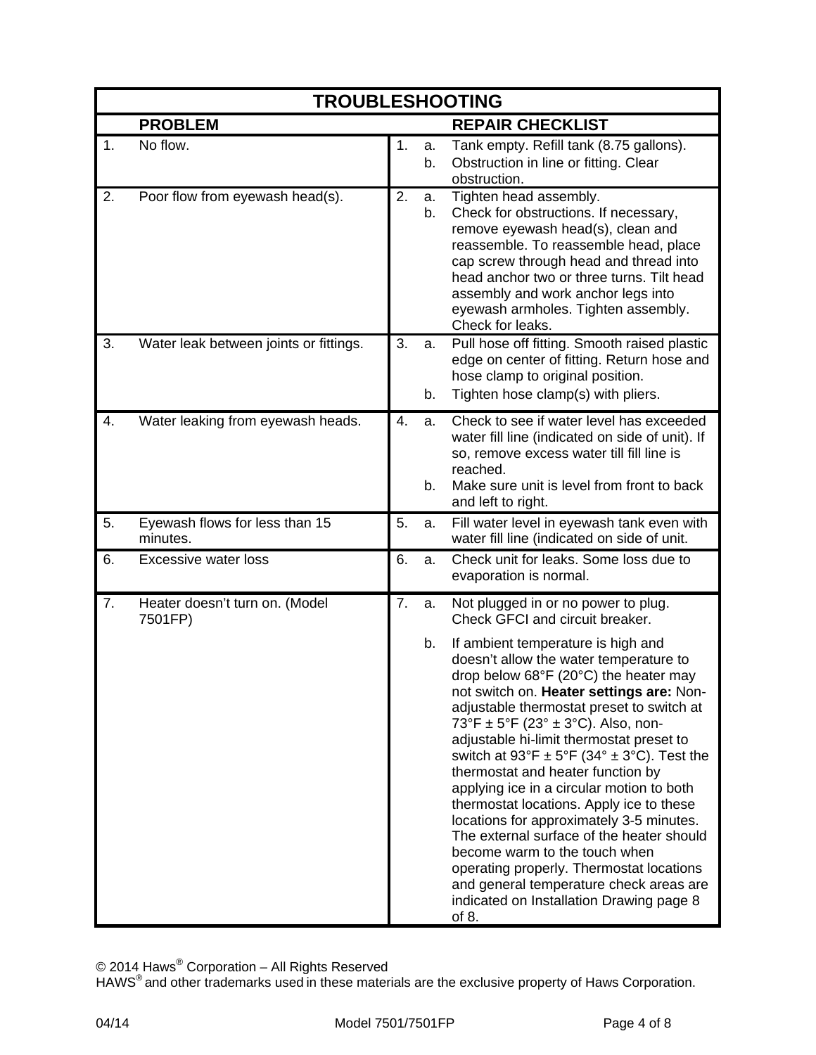## TROUBLESHOOTING

| | PROBLEM | | | REPAIR CHECKLIST |
|---|---|---|---|---|
| 1. | No flow. | 1. | a. | Tank empty. Refill tank (8.75 gallons). |
| | | | b. | Obstruction in line or fitting. Clear obstruction. |
| 2. | Poor flow from eyewash head(s). | 2. | a. | Tighten head assembly. |
| | | | b. | Check for obstructions. If necessary, remove eyewash head(s), clean and reassemble. To reassemble head, place cap screw through head and thread into head anchor two or three turns. Tilt head assembly and work anchor legs into eyewash armholes. Tighten assembly. Check for leaks. |
| 3. | Water leak between joints or fittings. | 3. | a. | Pull hose off fitting. Smooth raised plastic edge on center of fitting. Return hose and hose clamp to original position. |
| | | | b. | Tighten hose clamp(s) with pliers. |
| 4. | Water leaking from eyewash heads. | 4. | a. | Check to see if water level has exceeded water fill line (indicated on side of unit). If so, remove excess water till fill line is reached. |
| | | | b. | Make sure unit is level from front to back and left to right. |
| 5. | Eyewash flows for less than 15 minutes. | 5. | a. | Fill water level in eyewash tank even with water fill line (indicated on side of unit. |
| 6. | Excessive water loss | 6. | a. | Check unit for leaks. Some loss due to evaporation is normal. |
| 7. | Heater doesn't turn on. (Model 7501FP) | 7. | a. | Not plugged in or no power to plug. Check GFCI and circuit breaker. |
| | | | b. | If ambient temperature is high and doesn't allow the water temperature to drop below 68°F (20°C) the heater may not switch on. **Heater settings are:** Non-adjustable thermostat preset to switch at 73°F ± 5°F (23° ± 3°C). Also, non-adjustable hi-limit thermostat preset to switch at 93°F ± 5°F (34° ± 3°C). Test the thermostat and heater function by applying ice in a circular motion to both thermostat locations. Apply ice to these locations for approximately 3-5 minutes. The external surface of the heater should become warm to the touch when operating properly. Thermostat locations and general temperature check areas are indicated on Installation Drawing page 8 of 8. |

© 2014 Haws® Corporation – All Rights Reserved
HAWS® and other trademarks used in these materials are the exclusive property of Haws Corporation.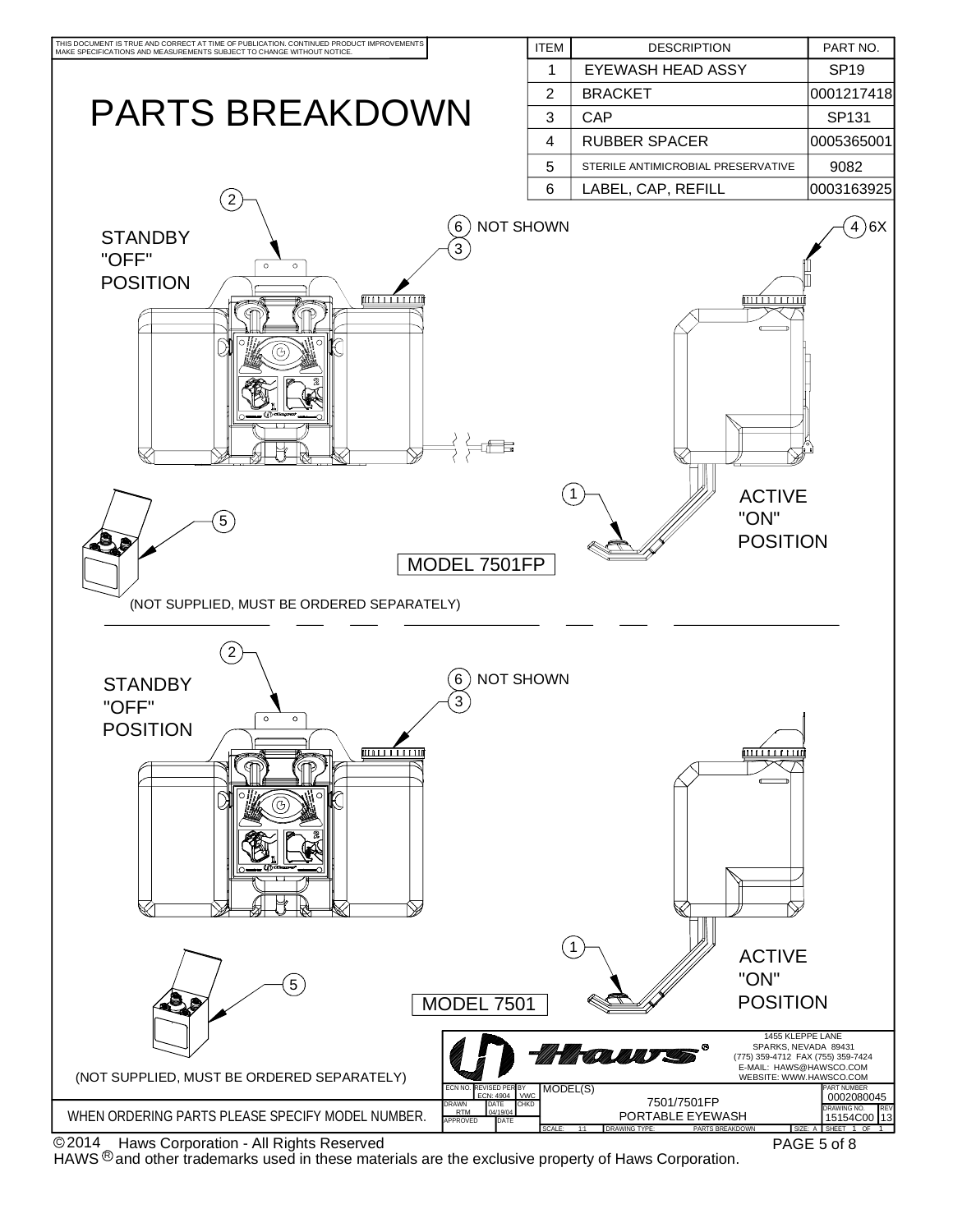THIS DOCUMENT IS TRUE AND CORRECT AT TIME OF PUBLICATION. CONTINUED PRODUCT IMPROVEMENTS MAKE SPECIFICATIONS AND MEASUREMENTS SUBJECT TO CHANGE WITHOUT NOTICE.

# PARTS BREAKDOWN

| ITEM | DESCRIPTION | PART NO. |
|---|---|---|
| 1 | EYEWASH HEAD ASSY | SP19 |
| 2 | BRACKET | 0001217418 |
| 3 | CAP | SP131 |
| 4 | RUBBER SPACER | 0005365001 |
| 5 | STERILE ANTIMICROBIAL PRESERVATIVE | 9082 |
| 6 | LABEL, CAP, REFILL | 0003163925 |

## MODEL 7501FP

STANDBY "OFF" POSITION

2

6 NOT SHOWN

3

4 6X

1

ACTIVE "ON" POSITION

5

(NOT SUPPLIED, MUST BE ORDERED SEPARATELY)

## MODEL 7501

STANDBY "OFF" POSITION

2

6 NOT SHOWN

3

1

ACTIVE "ON" POSITION

5

(NOT SUPPLIED, MUST BE ORDERED SEPARATELY)

WHEN ORDERING PARTS PLEASE SPECIFY MODEL NUMBER.

Haws®

1455 KLEPPE LANE
SPARKS, NEVADA 89431
(775) 359-4712 FAX (755) 359-7424
E-MAIL: HAWS@HAWSCO.COM
WEBSITE: WWW.HAWSCO.COM

| ECN NO. | REVISED PER | BY | MODEL(S) | PART NUMBER |
|---|---|---|---|---|
| | ECN: 4904 | VWC | 7501/7501FP | 0002080045 |
| DRAWN RTM | DATE 04/19/04 | CHKD | PORTABLE EYEWASH | DRAWING NO. 15154C00 REV 13 |
| APPROVED | DATE | | SCALE: 1:1 DRAWING TYPE: PARTS BREAKDOWN | SIZE: A SHEET 1 OF 1 |

© 2014 Haws Corporation - All Rights Reserved

HAWS ® and other trademarks used in these materials are the exclusive property of Haws Corporation.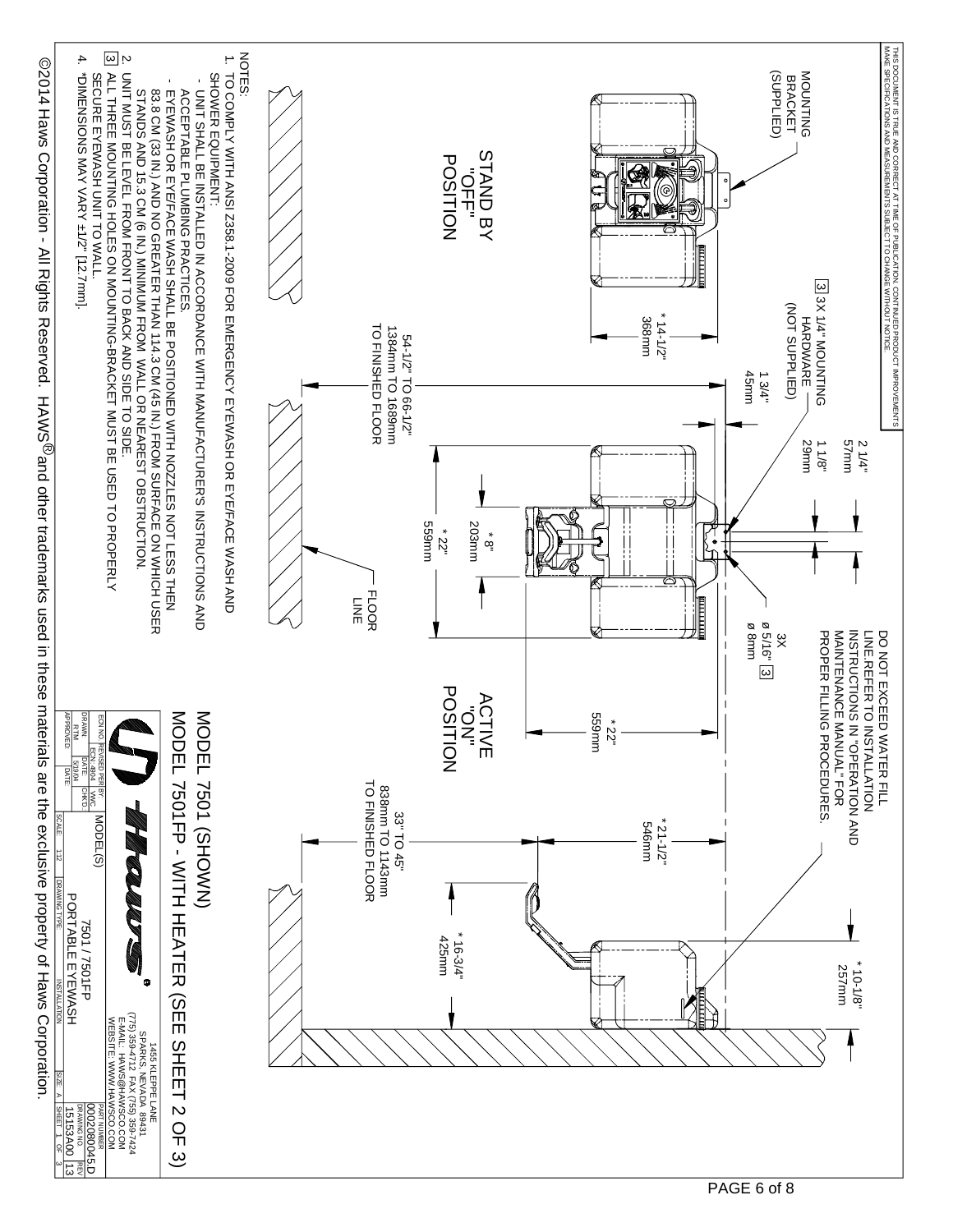THIS DOCUMENT IS TRUE AND CORRECT AT TIME OF PUBLICATION. CONTINUED PRODUCT IMPROVEMENTS MAKE SPECIFICATIONS AND MEASUREMENTS SUBJECT TO CHANGE WITHOUT NOTICE.

MOUNTING BRACKET (SUPPLIED)

STAND BY "OFF" POSITION

3 3X 1/4" MOUNTING HARDWARE (NOT SUPPLIED)

*14-1/2" 368mm

1 3/4" 45mm

2 1/4" 57mm

1 1/8" 29mm

54-1/2" TO 66-1/2" 1384mm TO 1689mm TO FINISHED FLOOR

*8" 203mm

*22" 559mm

FLOOR LINE

3X ø 5/16" 3 ø 8mm

DO NOT EXCEED WATER FILL LINE. REFER TO INSTALLATION INSTRUCTIONS IN "OPERATION AND MAINTENANCE MANUAL" FOR PROPER FILLING PROCEDURES.

ACTIVE "ON" POSITION

*22" 559mm

*21-1/2" 546mm

33" TO 45" 838mm TO 1143mm TO FINISHED FLOOR

*16-3/4" 425mm

*10-1/8" 257mm

NOTES:

1. TO COMPLY WITH ANSI Z358.1-2009 FOR EMERGENCY EYEWASH OR EYE/FACE WASH AND SHOWER EQUIPMENT:
   - UNIT SHALL BE INSTALLED IN ACCORDANCE WITH MANUFACTURER'S INSTRUCTIONS AND ACCEPTABLE PLUMBING PRACTICES.
   - EYEWASH OR EYE/FACE WASH SHALL BE POSITIONED WITH NOZZLES NOT LESS THEN 83.8 CM (33 IN.) AND NO GREATER THAN 114.3 CM (45 IN.) FROM SURFACE ON WHICH USER STANDS AND 15.3 CM (6 IN.) MINIMUM FROM WALL OR NEAREST OBSTRUCTION.
2. UNIT MUST BE LEVEL FROM FRONT TO BACK AND SIDE TO SIDE.
3. ALL THREE MOUNTING HOLES ON MOUNTING-BRACKET MUST BE USED TO PROPERLY SECURE EYEWASH UNIT TO WALL.
4. *DIMENSIONS MAY VARY ±1/2" [12.7mm].

MODEL 7501 (SHOWN)
MODEL 7501FP - WITH HEATER (SEE SHEET 2 OF 3)

HAWS®

1455 KLEPPE LANE
SPARKS, NEVADA 89431
(775) 359-4712 FAX (775) 359-7424
E-MAIL: HAWS@HAWSCO.COM
WEBSITE: WWW.HAWSCO.COM

| ECN NO. | REVISED PER ECN 4904 | BY: WC |
|---|---|---|
| DRAWN: RTM | DATE: 5/19/04 | CHK'D: |
| APPROVED: | DATE: | |

MODEL(S): 7501 / 7501FP
PORTABLE EYEWASH

SCALE: 1:12 | DRAWING TYPE: INSTALLATION | SIZE: A | SHEET 1 OF 3

PART NUMBER: 0002080045 D
DRAWING NO.: 1515A00 | REV: 13

©2014 Haws Corporation - All Rights Reserved. HAWS® and other trademarks used in these materials are the exclusive property of Haws Corporation.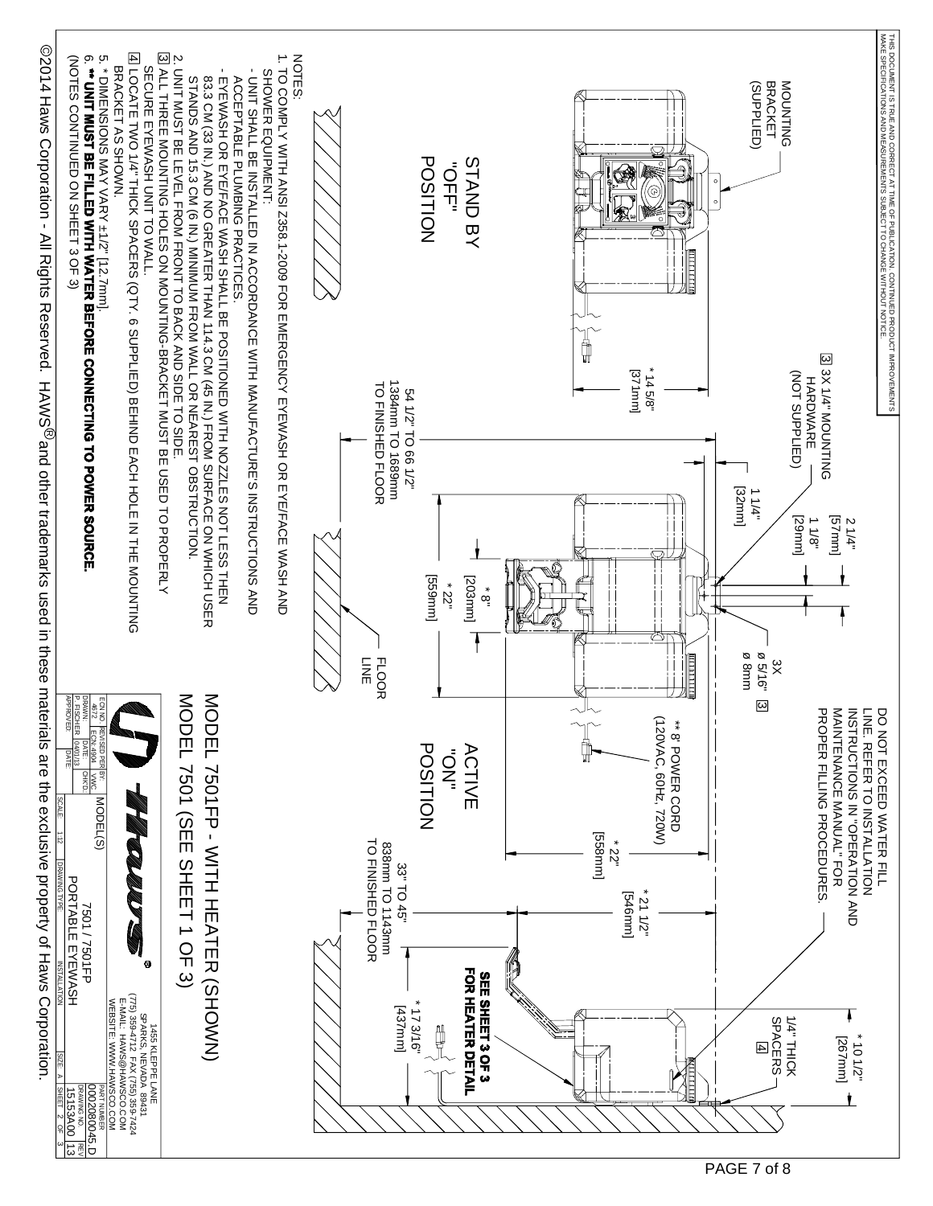THIS DOCUMENT IS TRUE AND CORRECT AT TIME OF PUBLICATION. CONTINUED PRODUCT IMPROVEMENTS MAKE SPECIFICATIONS AND MEASUREMENTS SUBJECT TO CHANGE WITHOUT NOTICE.

MOUNTING BRACKET (SUPPLIED)

STAND BY "OFF" POSITION

ACTIVE "ON" POSITION

[3] 3X 1/4" MOUNTING HARDWARE (NOT SUPPLIED)

3X ø 5/16" ø 8mm [3]

DO NOT EXCEED WATER FILL LINE. REFER TO INSTALLATION INSTRUCTIONS IN "OPERATION AND MAINTENANCE MANUAL" FOR PROPER FILLING PROCEDURES.

1/4" THICK SPACERS [4]

** 8' POWER CORD (120VAC, 60Hz, 720W)

SEE SHEET 3 OF 3 FOR HEATER DETAIL

FLOOR LINE

* 14 5/8" [371mm]

54 1/2" TO 66 1/2" 1384mm TO 1689mm TO FINISHED FLOOR

2 1/4" [57mm]

1 1/8" [29mm]

1 1/4" [32mm]

* 8" [203mm]

* 22" [559mm]

* 22" [558mm]

* 21 1/2" [546mm]

33" TO 45" 838mm TO 1143mm TO FINISHED FLOOR

* 17 3/16" [437mm]

* 10 1/2" [267mm]

NOTES:

1. TO COMPLY WITH ANSI Z358.1-2009 FOR EMERGENCY EYEWASH OR EYE/FACE WASH AND SHOWER EQUIPMENT:
   - UNIT SHALL BE INSTALLED IN ACCORDANCE WITH MANUFACTURE'S INSTRUCTIONS AND ACCEPTABLE PLUMBING PRACTICES.
   - EYEWASH OR EYE/FACE WASH SHALL BE POSITIONED WITH NOZZLES NOT LESS THEN 83.3 CM (33 IN.) AND NO GREATER THAN 114.3 CM (45 IN.) FROM SURFACE ON WHICH USER STANDS AND 15.3 CM (6 IN.) MINIMUM FROM WALL OR NEAREST OBSTRUCTION.
2. UNIT MUST BE LEVEL FROM FRONT TO BACK AND SIDE TO SIDE.
3. [3] ALL THREE MOUNTING HOLES ON MOUNTING-BRACKET MUST BE USED TO PROPERLY SECURE EYEWASH UNIT TO WALL.
4. [4] LOCATE TWO 1/4" THICK SPACERS (QTY. 6 SUPPLIED) BEHIND EACH HOLE IN THE MOUNTING BRACKET AS SHOWN.
5. * DIMENSIONS MAY VARY ±1/2" [12.7mm].
6. ** **UNIT MUST BE FILLED WITH WATER BEFORE CONNECTING TO POWER SOURCE.**

(NOTES CONTINUED ON SHEET 3 OF 3)

MODEL 7501FP - WITH HEATER (SHOWN)
MODEL 7501 (SEE SHEET 1 OF 3)

Haws®

1455 KLEPPE LANE
SPARKS, NEVADA 89431
(775) 359-4712 FAX (775) 359-7424
E-MAIL: HAWS@HAWSCO.COM
WEBSITE: WWW.HAWSCO.COM

| ECN NO. | REVISED PER | BY: | MODEL(S) | 7501 / 7501FP |
|---|---|---|---|---|
| 4672 | ECN 4904 | VWC | | PORTABLE EYEWASH |
| DRAWN | DATE: | CHKD: | PART NUMBER | 0002080045.D |
| P. FISCHER | 04/01/13 | | DRAWING NO. | 1515 3A00 |
| APPROVED | DATE: | | REV | 13 |
| SCALE | 1:12 | DRAWING TYPE | INSTALLATION | SIZE A SHEET 2 OF 3 |

©2014 Haws Corporation - All Rights Reserved. HAWS® and other trademarks used in these materials are the exclusive property of Haws Corporation.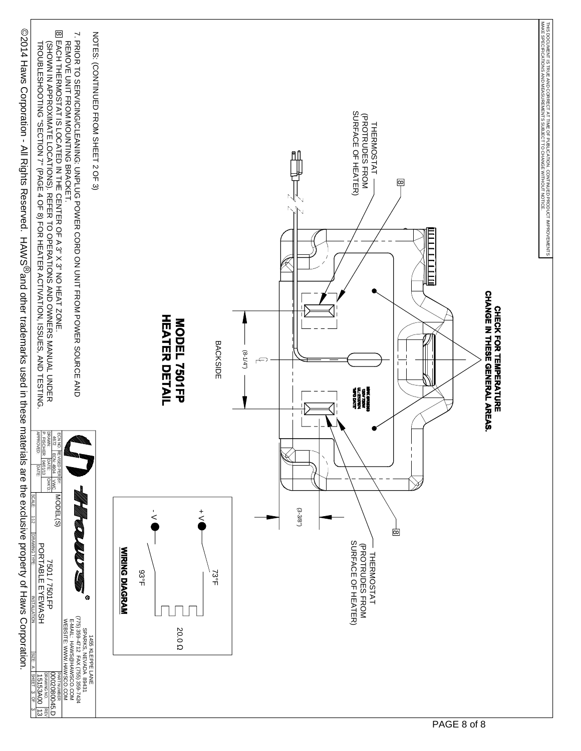THIS DOCUMENT IS TRUE AND CORRECT AT TIME OF PUBLICATION. CONTINUED PRODUCT IMPROVEMENTS MAKE SPECIFICATIONS AND MEASUREMENTS SUBJECT TO CHANGE WITHOUT NOTICE.

CHECK FOR TEMPERATURE CHANGE IN THESE GENERAL AREAS.

8 THERMOSTAT (PROTRUDES FROM SURFACE OF HEATER)

8 THERMOSTAT (PROTRUDES FROM SURFACE OF HEATER)

(8-1/4")

(3-3/8")

BACKSIDE

## MODEL 7501FP HEATER DETAIL

**WIRING DIAGRAM**

+ V

- V

73°F

93°F

20.0 Ω

NOTES: (CONTINUED FROM SHEET 2 OF 3)

7. PRIOR TO SERVICING/CLEANING: UNPLUG POWER CORD ON UNIT FROM POWER SOURCE AND REMOVE UNIT FROM MOUNTING BRACKET.

8 EACH THERMOSTAT IS LOCATED IN THE CENTER OF A 3" X 3" NO HEAT ZONE. (SHOWN IN APPROXIMATE LOCATIONS). REFER TO OPERATIONS AND OWNERS MANUAL UNDER TROUBLESHOOTING "SECTION 7" (PAGE 4 OF 8) FOR HEATER ACTIVATION, ISSUES, AND TESTING.

Haws®

1455 KLEPPE LANE
SPARKS, NEVADA 89431
(775) 359-4712 FAX (775) 359-7424
E-MAIL: HAWS@HAWSCO.COM
WEBSITE: WWW.HAWSCO.COM

| ECN NO. | REVISED PER | BY: | MODEL(S) | PART NUMBER |
|---|---|---|---|---|
| 4672 | ECN 4804 | VWC | 7501 / 7501FP | 0002080045.D |
| DRAWN: | DATE: | CHK'D: | PORTABLE EYEWASH | DRAWING NO. 15153A00 REV 13 |
| P. FISCHER | 04/01/13 | | | |
| APPROVED: | DATE: | SCALE: 1:12 | DRAWING TYPE: INSTALLATION | SIZE: A SHEET 3 OF 3 |

©2014 Haws Corporation - All Rights Reserved. HAWS® and other trademarks used in these materials are the exclusive property of Haws Corporation.